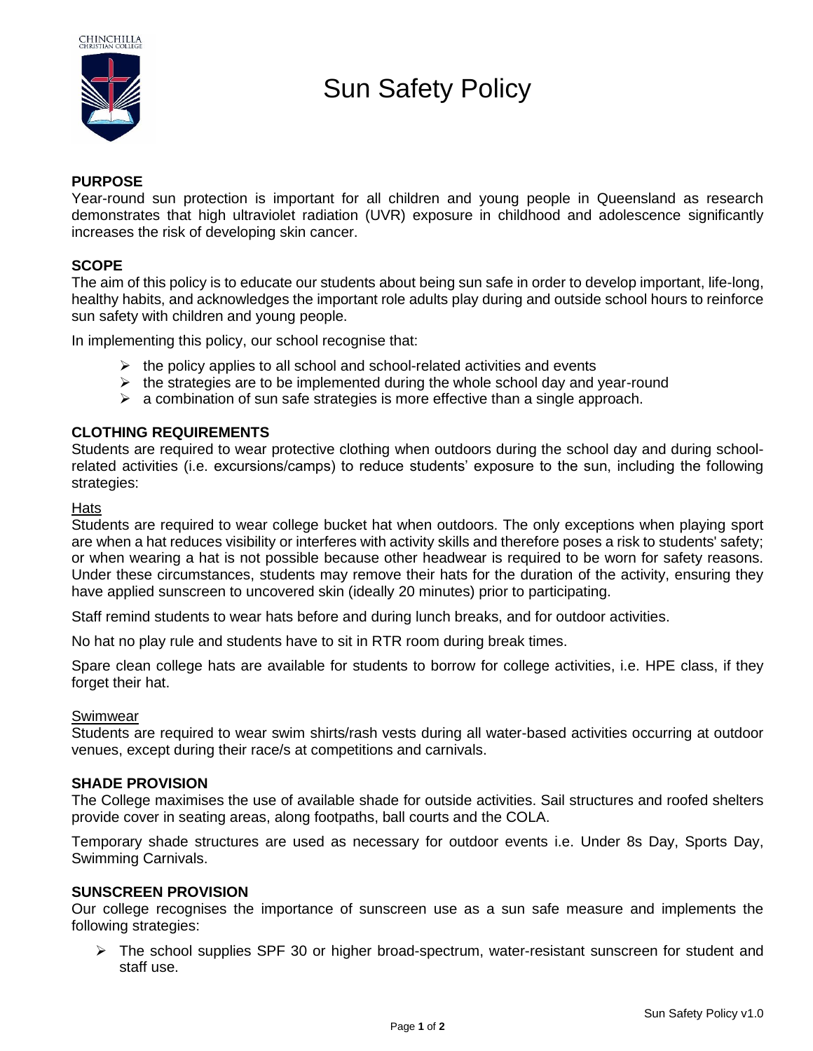# Sun Safety Policy

**PURPOSE**

Year-round sun protection is important for all children and young people in Queensland as research demonstrates that high ultraviolet radiation (UVR) exposure in childhood and adolescence significantly increases the risk of developing skin cancer.

**SCOPE**

The aim of this policy is to educate our students about being sun safe in order to develop important, life-long, healthy habits, and acknowledges the important role adults play during and outside school hours to reinforce sun safety with children and young people.

In implementing this policy, our school recognise that:

- the policy applies to all school and school-related activities and events
- the strategies are to be implemented during the whole school day and year-round
- a combination of sun safe strategies is more effective than a single approach.

**CLOTHING REQUIREMENTS**

Students are required to wear protective clothing when outdoors during the school day and during school-related activities (i.e. excursions/camps) to reduce students' exposure to the sun, including the following strategies:

Hats

Students are required to wear college bucket hat when outdoors. The only exceptions when playing sport are when a hat reduces visibility or interferes with activity skills and therefore poses a risk to students' safety; or when wearing a hat is not possible because other headwear is required to be worn for safety reasons. Under these circumstances, students may remove their hats for the duration of the activity, ensuring they have applied sunscreen to uncovered skin (ideally 20 minutes) prior to participating.

Staff remind students to wear hats before and during lunch breaks, and for outdoor activities.

No hat no play rule and students have to sit in RTR room during break times.

Spare clean college hats are available for students to borrow for college activities, i.e. HPE class, if they forget their hat.

Swimwear

Students are required to wear swim shirts/rash vests during all water-based activities occurring at outdoor venues, except during their race/s at competitions and carnivals.

**SHADE PROVISION**

The College maximises the use of available shade for outside activities. Sail structures and roofed shelters provide cover in seating areas, along footpaths, ball courts and the COLA.

Temporary shade structures are used as necessary for outdoor events i.e. Under 8s Day, Sports Day, Swimming Carnivals.

**SUNSCREEN PROVISION**

Our college recognises the importance of sunscreen use as a sun safe measure and implements the following strategies:

- The school supplies SPF 30 or higher broad-spectrum, water-resistant sunscreen for student and staff use.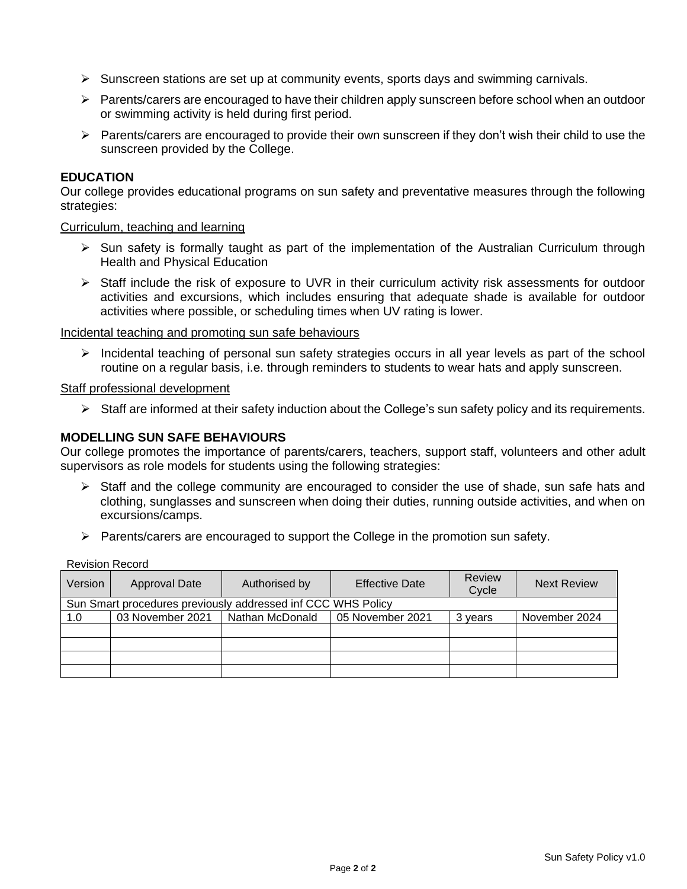- Sunscreen stations are set up at community events, sports days and swimming carnivals.
- Parents/carers are encouraged to have their children apply sunscreen before school when an outdoor or swimming activity is held during first period.
- Parents/carers are encouraged to provide their own sunscreen if they don't wish their child to use the sunscreen provided by the College.

**EDUCATION**

Our college provides educational programs on sun safety and preventative measures through the following strategies:

Curriculum, teaching and learning

- Sun safety is formally taught as part of the implementation of the Australian Curriculum through Health and Physical Education
- Staff include the risk of exposure to UVR in their curriculum activity risk assessments for outdoor activities and excursions, which includes ensuring that adequate shade is available for outdoor activities where possible, or scheduling times when UV rating is lower.

Incidental teaching and promoting sun safe behaviours

- Incidental teaching of personal sun safety strategies occurs in all year levels as part of the school routine on a regular basis, i.e. through reminders to students to wear hats and apply sunscreen.

Staff professional development

- Staff are informed at their safety induction about the College's sun safety policy and its requirements.

**MODELLING SUN SAFE BEHAVIOURS**

Our college promotes the importance of parents/carers, teachers, support staff, volunteers and other adult supervisors as role models for students using the following strategies:

- Staff and the college community are encouraged to consider the use of shade, sun safe hats and clothing, sunglasses and sunscreen when doing their duties, running outside activities, and when on excursions/camps.
- Parents/carers are encouraged to support the College in the promotion sun safety.

Revision Record

| Version | Approval Date | Authorised by | Effective Date | Review Cycle | Next Review |
|---|---|---|---|---|---|
| Sun Smart procedures previously addressed inf CCC WHS Policy | | | | | |
| 1.0 | 03 November 2021 | Nathan McDonald | 05 November 2021 | 3 years | November 2024 |
| | | | | | |
| | | | | | |
| | | | | | |
| | | | | | |

Sun Safety Policy v1.0